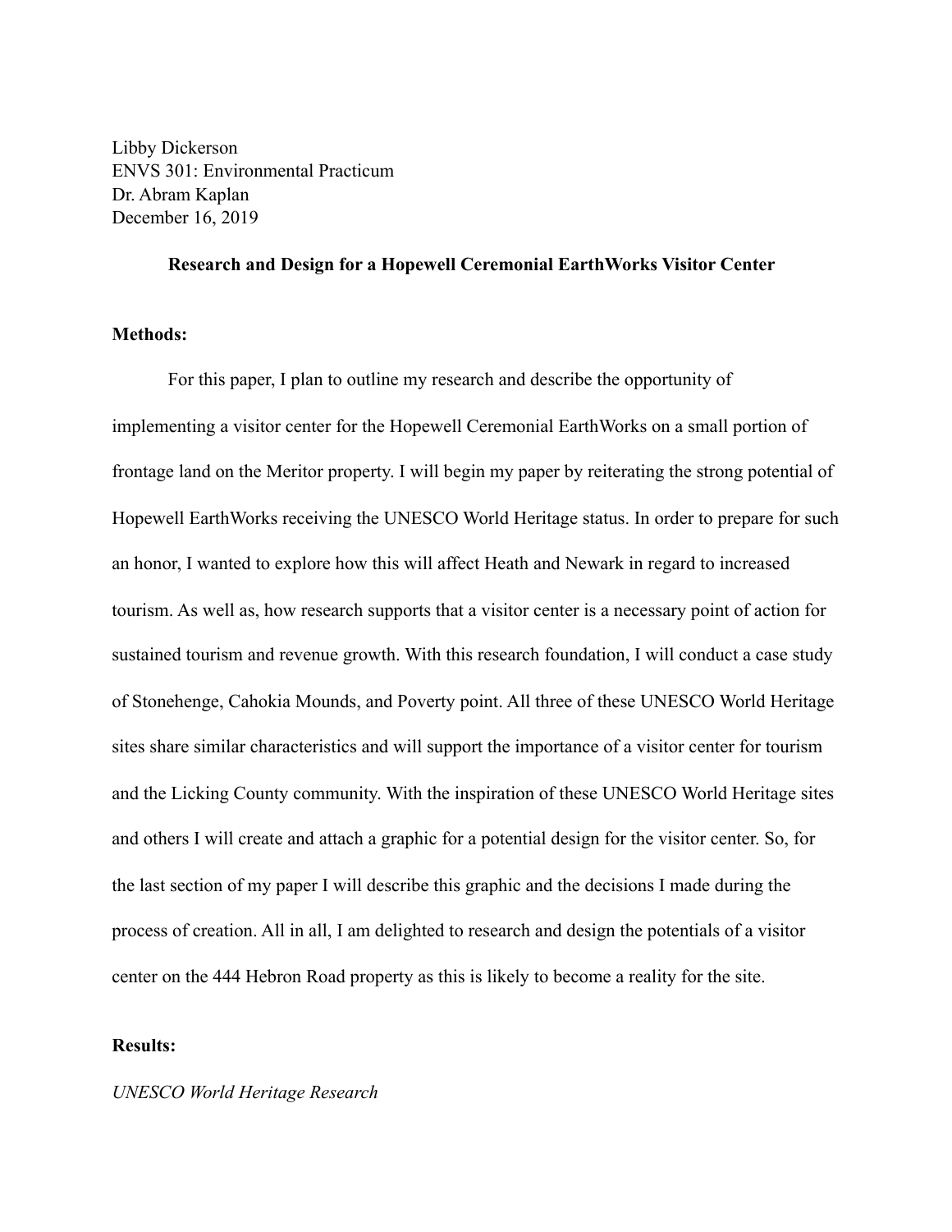Libby Dickerson
ENVS 301: Environmental Practicum
Dr. Abram Kaplan
December 16, 2019

**Research and Design for a Hopewell Ceremonial EarthWorks Visitor Center**

**Methods:**

For this paper, I plan to outline my research and describe the opportunity of implementing a visitor center for the Hopewell Ceremonial EarthWorks on a small portion of frontage land on the Meritor property. I will begin my paper by reiterating the strong potential of Hopewell EarthWorks receiving the UNESCO World Heritage status. In order to prepare for such an honor, I wanted to explore how this will affect Heath and Newark in regard to increased tourism. As well as, how research supports that a visitor center is a necessary point of action for sustained tourism and revenue growth. With this research foundation, I will conduct a case study of Stonehenge, Cahokia Mounds, and Poverty point. All three of these UNESCO World Heritage sites share similar characteristics and will support the importance of a visitor center for tourism and the Licking County community. With the inspiration of these UNESCO World Heritage sites and others I will create and attach a graphic for a potential design for the visitor center. So, for the last section of my paper I will describe this graphic and the decisions I made during the process of creation. All in all, I am delighted to research and design the potentials of a visitor center on the 444 Hebron Road property as this is likely to become a reality for the site.

**Results:**

*UNESCO World Heritage Research*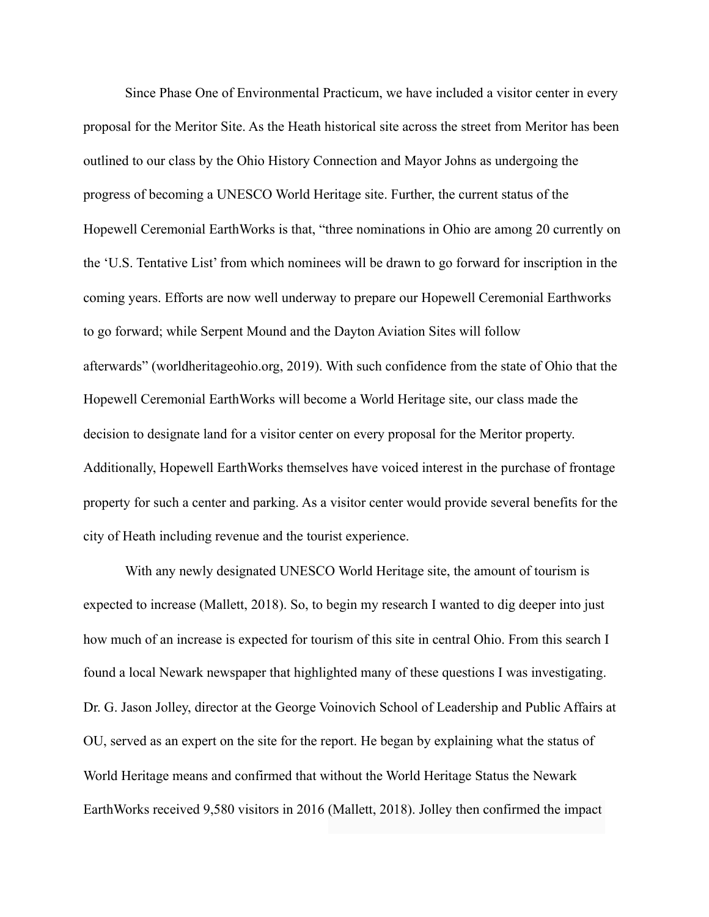Since Phase One of Environmental Practicum, we have included a visitor center in every proposal for the Meritor Site. As the Heath historical site across the street from Meritor has been outlined to our class by the Ohio History Connection and Mayor Johns as undergoing the progress of becoming a UNESCO World Heritage site. Further, the current status of the Hopewell Ceremonial EarthWorks is that, "three nominations in Ohio are among 20 currently on the 'U.S. Tentative List' from which nominees will be drawn to go forward for inscription in the coming years. Efforts are now well underway to prepare our Hopewell Ceremonial Earthworks to go forward; while Serpent Mound and the Dayton Aviation Sites will follow afterwards" (worldheritageohio.org, 2019). With such confidence from the state of Ohio that the Hopewell Ceremonial EarthWorks will become a World Heritage site, our class made the decision to designate land for a visitor center on every proposal for the Meritor property. Additionally, Hopewell EarthWorks themselves have voiced interest in the purchase of frontage property for such a center and parking. As a visitor center would provide several benefits for the city of Heath including revenue and the tourist experience.

With any newly designated UNESCO World Heritage site, the amount of tourism is expected to increase (Mallett, 2018). So, to begin my research I wanted to dig deeper into just how much of an increase is expected for tourism of this site in central Ohio. From this search I found a local Newark newspaper that highlighted many of these questions I was investigating. Dr. G. Jason Jolley, director at the George Voinovich School of Leadership and Public Affairs at OU, served as an expert on the site for the report. He began by explaining what the status of World Heritage means and confirmed that without the World Heritage Status the Newark EarthWorks received 9,580 visitors in 2016 (Mallett, 2018). Jolley then confirmed the impact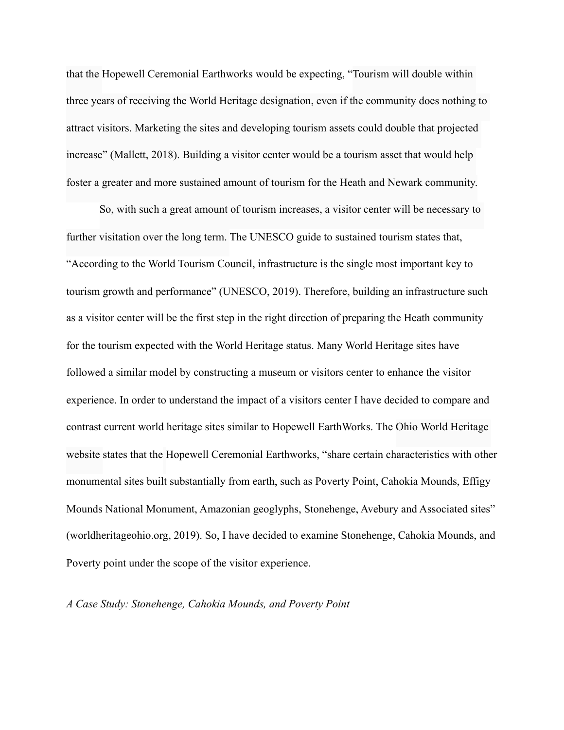that the Hopewell Ceremonial Earthworks would be expecting, "Tourism will double within three years of receiving the World Heritage designation, even if the community does nothing to attract visitors. Marketing the sites and developing tourism assets could double that projected increase" (Mallett, 2018). Building a visitor center would be a tourism asset that would help foster a greater and more sustained amount of tourism for the Heath and Newark community.

So, with such a great amount of tourism increases, a visitor center will be necessary to further visitation over the long term. The UNESCO guide to sustained tourism states that, "According to the World Tourism Council, infrastructure is the single most important key to tourism growth and performance" (UNESCO, 2019). Therefore, building an infrastructure such as a visitor center will be the first step in the right direction of preparing the Heath community for the tourism expected with the World Heritage status. Many World Heritage sites have followed a similar model by constructing a museum or visitors center to enhance the visitor experience. In order to understand the impact of a visitors center I have decided to compare and contrast current world heritage sites similar to Hopewell EarthWorks. The Ohio World Heritage website states that the Hopewell Ceremonial Earthworks, "share certain characteristics with other monumental sites built substantially from earth, such as Poverty Point, Cahokia Mounds, Effigy Mounds National Monument, Amazonian geoglyphs, Stonehenge, Avebury and Associated sites" (worldheritageohio.org, 2019). So, I have decided to examine Stonehenge, Cahokia Mounds, and Poverty point under the scope of the visitor experience.

*A Case Study: Stonehenge, Cahokia Mounds, and Poverty Point*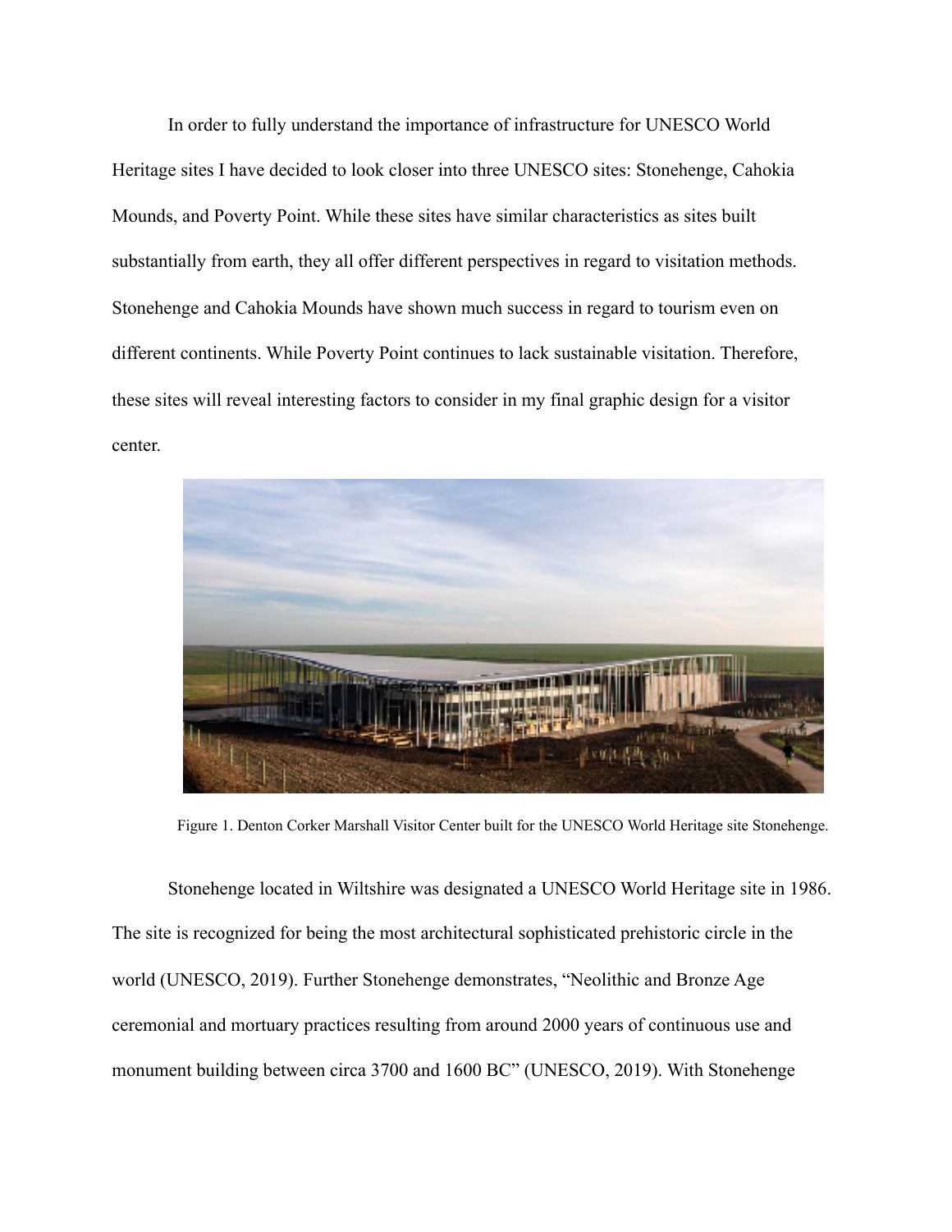In order to fully understand the importance of infrastructure for UNESCO World Heritage sites I have decided to look closer into three UNESCO sites: Stonehenge, Cahokia Mounds, and Poverty Point. While these sites have similar characteristics as sites built substantially from earth, they all offer different perspectives in regard to visitation methods. Stonehenge and Cahokia Mounds have shown much success in regard to tourism even on different continents. While Poverty Point continues to lack sustainable visitation. Therefore, these sites will reveal interesting factors to consider in my final graphic design for a visitor center.

Figure 1. Denton Corker Marshall Visitor Center built for the UNESCO World Heritage site Stonehenge.

Stonehenge located in Wiltshire was designated a UNESCO World Heritage site in 1986. The site is recognized for being the most architectural sophisticated prehistoric circle in the world (UNESCO, 2019). Further Stonehenge demonstrates, "Neolithic and Bronze Age ceremonial and mortuary practices resulting from around 2000 years of continuous use and monument building between circa 3700 and 1600 BC" (UNESCO, 2019). With Stonehenge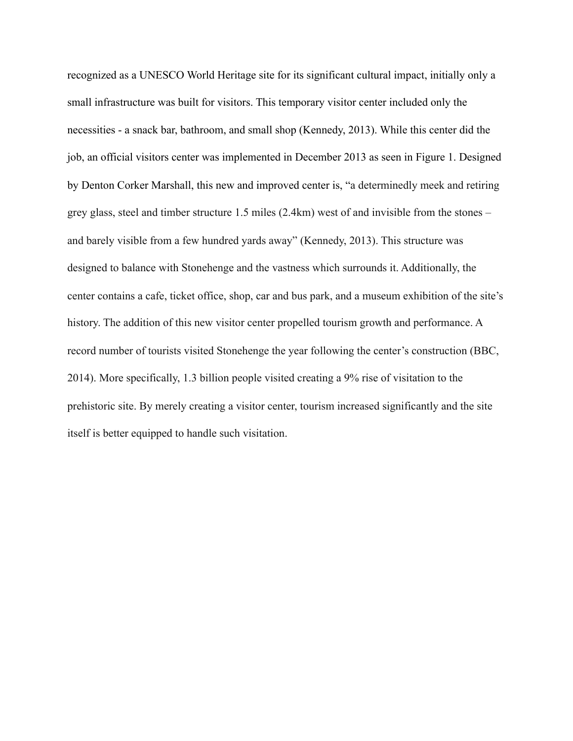recognized as a UNESCO World Heritage site for its significant cultural impact, initially only a small infrastructure was built for visitors. This temporary visitor center included only the necessities - a snack bar, bathroom, and small shop (Kennedy, 2013). While this center did the job, an official visitors center was implemented in December 2013 as seen in Figure 1. Designed by Denton Corker Marshall, this new and improved center is, “a determinedly meek and retiring grey glass, steel and timber structure 1.5 miles (2.4km) west of and invisible from the stones – and barely visible from a few hundred yards away” (Kennedy, 2013). This structure was designed to balance with Stonehenge and the vastness which surrounds it. Additionally, the center contains a cafe, ticket office, shop, car and bus park, and a museum exhibition of the site’s history. The addition of this new visitor center propelled tourism growth and performance. A record number of tourists visited Stonehenge the year following the center’s construction (BBC, 2014). More specifically, 1.3 billion people visited creating a 9% rise of visitation to the prehistoric site. By merely creating a visitor center, tourism increased significantly and the site itself is better equipped to handle such visitation.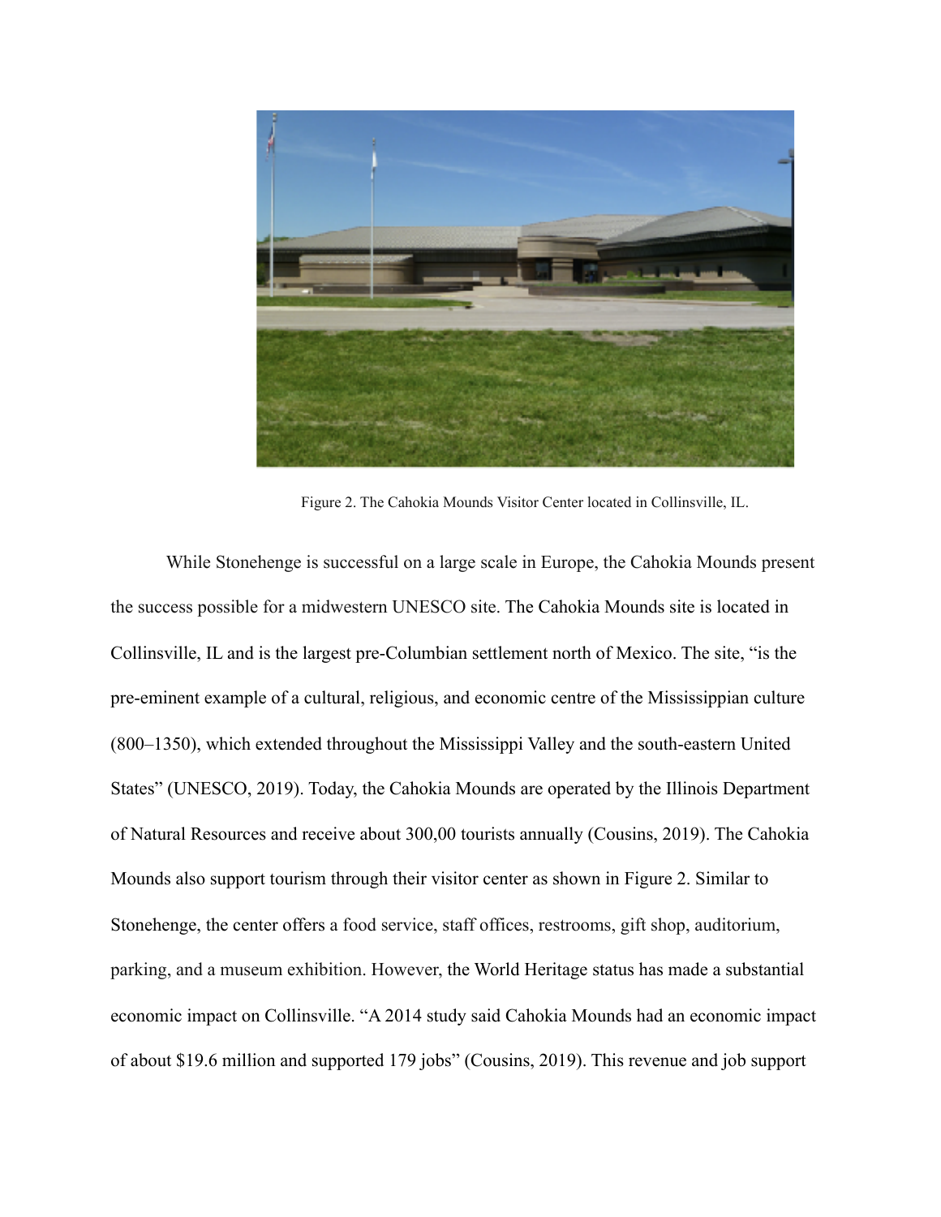Figure 2. The Cahokia Mounds Visitor Center located in Collinsville, IL.

While Stonehenge is successful on a large scale in Europe, the Cahokia Mounds present the success possible for a midwestern UNESCO site. The Cahokia Mounds site is located in Collinsville, IL and is the largest pre-Columbian settlement north of Mexico. The site, "is the pre-eminent example of a cultural, religious, and economic centre of the Mississippian culture (800–1350), which extended throughout the Mississippi Valley and the south-eastern United States" (UNESCO, 2019). Today, the Cahokia Mounds are operated by the Illinois Department of Natural Resources and receive about 300,00 tourists annually (Cousins, 2019). The Cahokia Mounds also support tourism through their visitor center as shown in Figure 2. Similar to Stonehenge, the center offers a food service, staff offices, restrooms, gift shop, auditorium, parking, and a museum exhibition. However, the World Heritage status has made a substantial economic impact on Collinsville. "A 2014 study said Cahokia Mounds had an economic impact of about $19.6 million and supported 179 jobs" (Cousins, 2019). This revenue and job support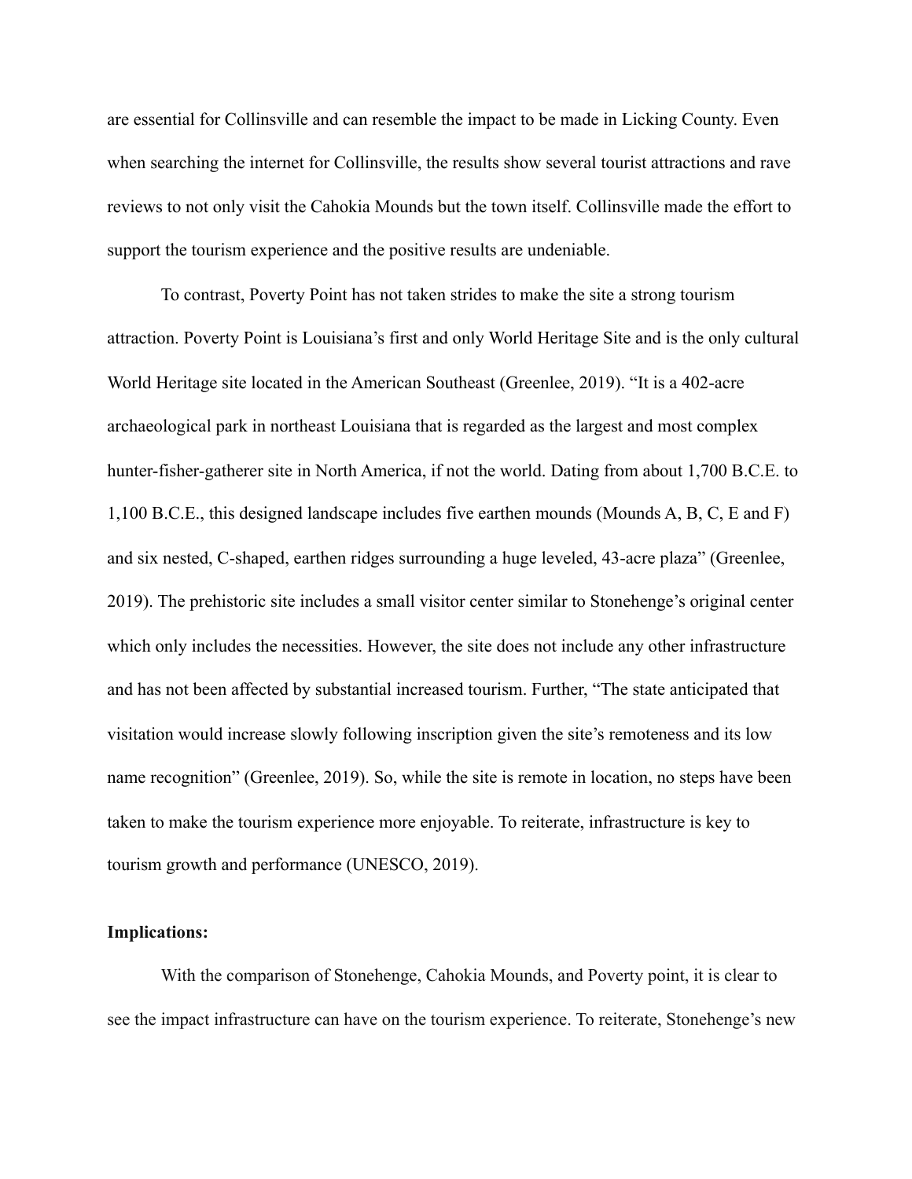are essential for Collinsville and can resemble the impact to be made in Licking County. Even when searching the internet for Collinsville, the results show several tourist attractions and rave reviews to not only visit the Cahokia Mounds but the town itself. Collinsville made the effort to support the tourism experience and the positive results are undeniable.

To contrast, Poverty Point has not taken strides to make the site a strong tourism attraction. Poverty Point is Louisiana's first and only World Heritage Site and is the only cultural World Heritage site located in the American Southeast (Greenlee, 2019). "It is a 402-acre archaeological park in northeast Louisiana that is regarded as the largest and most complex hunter-fisher-gatherer site in North America, if not the world. Dating from about 1,700 B.C.E. to 1,100 B.C.E., this designed landscape includes five earthen mounds (Mounds A, B, C, E and F) and six nested, C-shaped, earthen ridges surrounding a huge leveled, 43-acre plaza" (Greenlee, 2019). The prehistoric site includes a small visitor center similar to Stonehenge's original center which only includes the necessities. However, the site does not include any other infrastructure and has not been affected by substantial increased tourism. Further, "The state anticipated that visitation would increase slowly following inscription given the site's remoteness and its low name recognition" (Greenlee, 2019). So, while the site is remote in location, no steps have been taken to make the tourism experience more enjoyable. To reiterate, infrastructure is key to tourism growth and performance (UNESCO, 2019).

**Implications:**

With the comparison of Stonehenge, Cahokia Mounds, and Poverty point, it is clear to see the impact infrastructure can have on the tourism experience. To reiterate, Stonehenge's new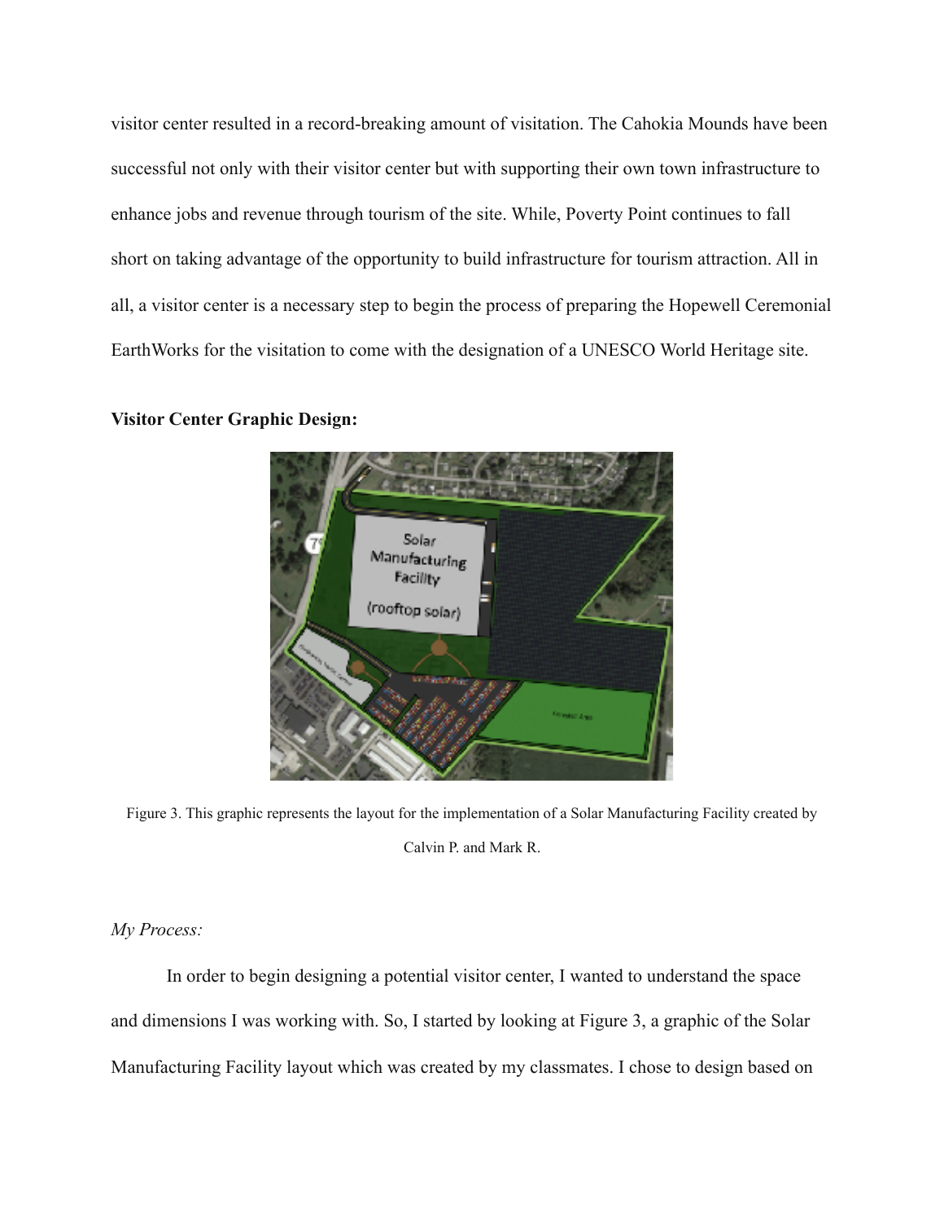visitor center resulted in a record-breaking amount of visitation. The Cahokia Mounds have been successful not only with their visitor center but with supporting their own town infrastructure to enhance jobs and revenue through tourism of the site. While, Poverty Point continues to fall short on taking advantage of the opportunity to build infrastructure for tourism attraction. All in all, a visitor center is a necessary step to begin the process of preparing the Hopewell Ceremonial EarthWorks for the visitation to come with the designation of a UNESCO World Heritage site.

**Visitor Center Graphic Design:**

Figure 3. This graphic represents the layout for the implementation of a Solar Manufacturing Facility created by Calvin P. and Mark R.

*My Process:*

In order to begin designing a potential visitor center, I wanted to understand the space and dimensions I was working with. So, I started by looking at Figure 3, a graphic of the Solar Manufacturing Facility layout which was created by my classmates. I chose to design based on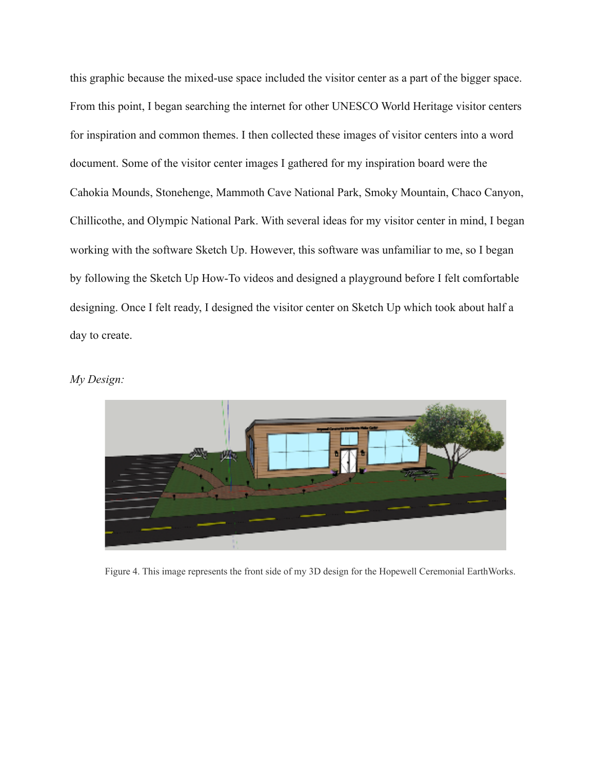this graphic because the mixed-use space included the visitor center as a part of the bigger space. From this point, I began searching the internet for other UNESCO World Heritage visitor centers for inspiration and common themes. I then collected these images of visitor centers into a word document. Some of the visitor center images I gathered for my inspiration board were the Cahokia Mounds, Stonehenge, Mammoth Cave National Park, Smoky Mountain, Chaco Canyon, Chillicothe, and Olympic National Park. With several ideas for my visitor center in mind, I began working with the software Sketch Up. However, this software was unfamiliar to me, so I began by following the Sketch Up How-To videos and designed a playground before I felt comfortable designing. Once I felt ready, I designed the visitor center on Sketch Up which took about half a day to create.

*My Design:*

Figure 4. This image represents the front side of my 3D design for the Hopewell Ceremonial EarthWorks.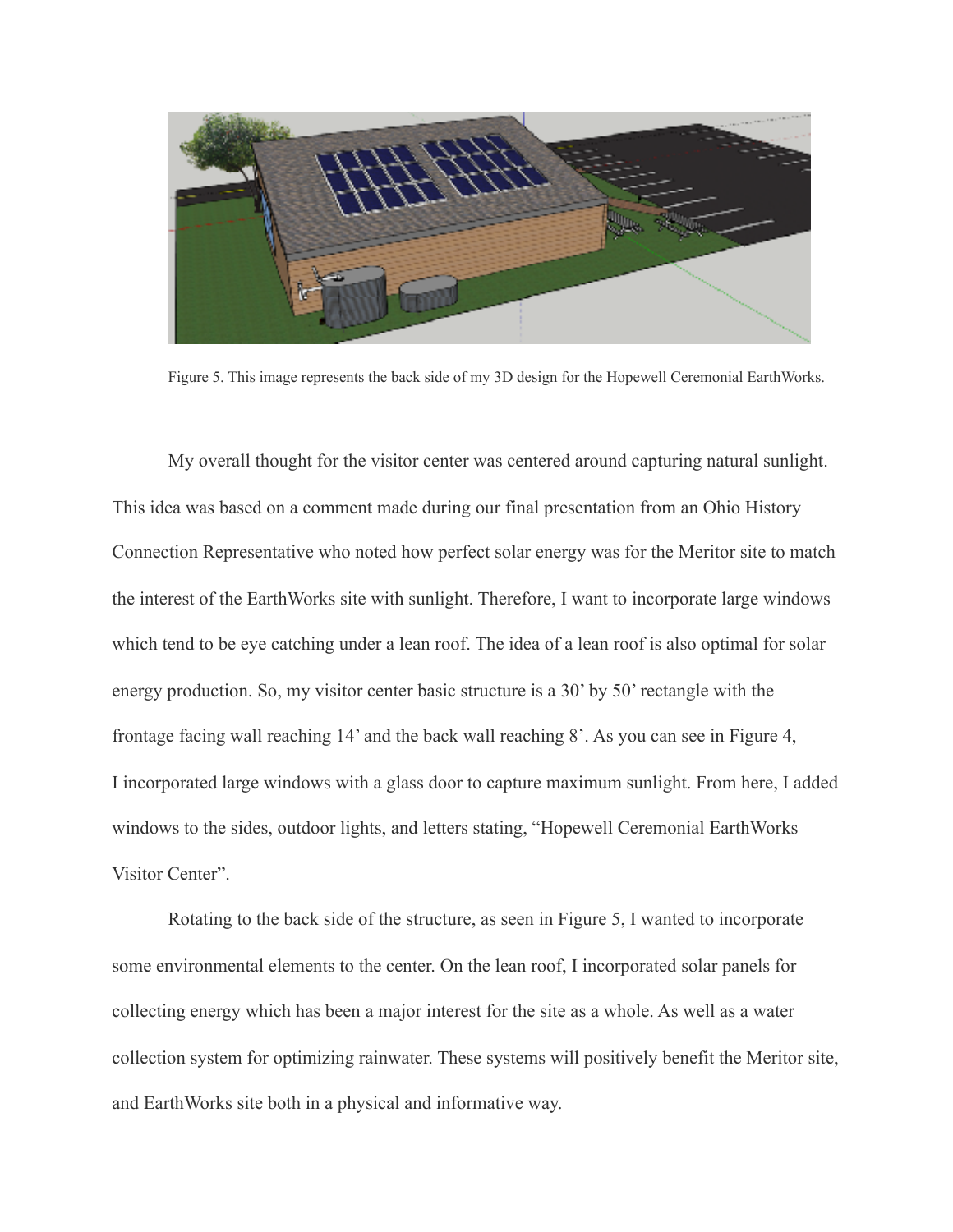Figure 5. This image represents the back side of my 3D design for the Hopewell Ceremonial EarthWorks.

My overall thought for the visitor center was centered around capturing natural sunlight. This idea was based on a comment made during our final presentation from an Ohio History Connection Representative who noted how perfect solar energy was for the Meritor site to match the interest of the EarthWorks site with sunlight. Therefore, I want to incorporate large windows which tend to be eye catching under a lean roof. The idea of a lean roof is also optimal for solar energy production. So, my visitor center basic structure is a 30' by 50' rectangle with the frontage facing wall reaching 14' and the back wall reaching 8'. As you can see in Figure 4, I incorporated large windows with a glass door to capture maximum sunlight. From here, I added windows to the sides, outdoor lights, and letters stating, "Hopewell Ceremonial EarthWorks Visitor Center".

Rotating to the back side of the structure, as seen in Figure 5, I wanted to incorporate some environmental elements to the center. On the lean roof, I incorporated solar panels for collecting energy which has been a major interest for the site as a whole. As well as a water collection system for optimizing rainwater. These systems will positively benefit the Meritor site, and EarthWorks site both in a physical and informative way.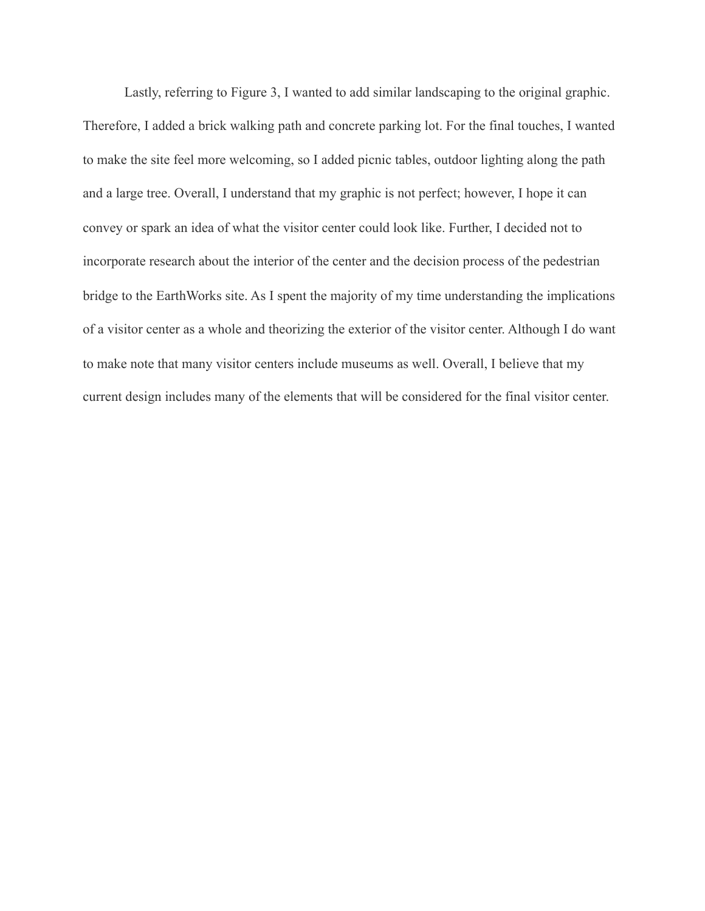Lastly, referring to Figure 3, I wanted to add similar landscaping to the original graphic. Therefore, I added a brick walking path and concrete parking lot. For the final touches, I wanted to make the site feel more welcoming, so I added picnic tables, outdoor lighting along the path and a large tree. Overall, I understand that my graphic is not perfect; however, I hope it can convey or spark an idea of what the visitor center could look like. Further, I decided not to incorporate research about the interior of the center and the decision process of the pedestrian bridge to the EarthWorks site. As I spent the majority of my time understanding the implications of a visitor center as a whole and theorizing the exterior of the visitor center. Although I do want to make note that many visitor centers include museums as well. Overall, I believe that my current design includes many of the elements that will be considered for the final visitor center.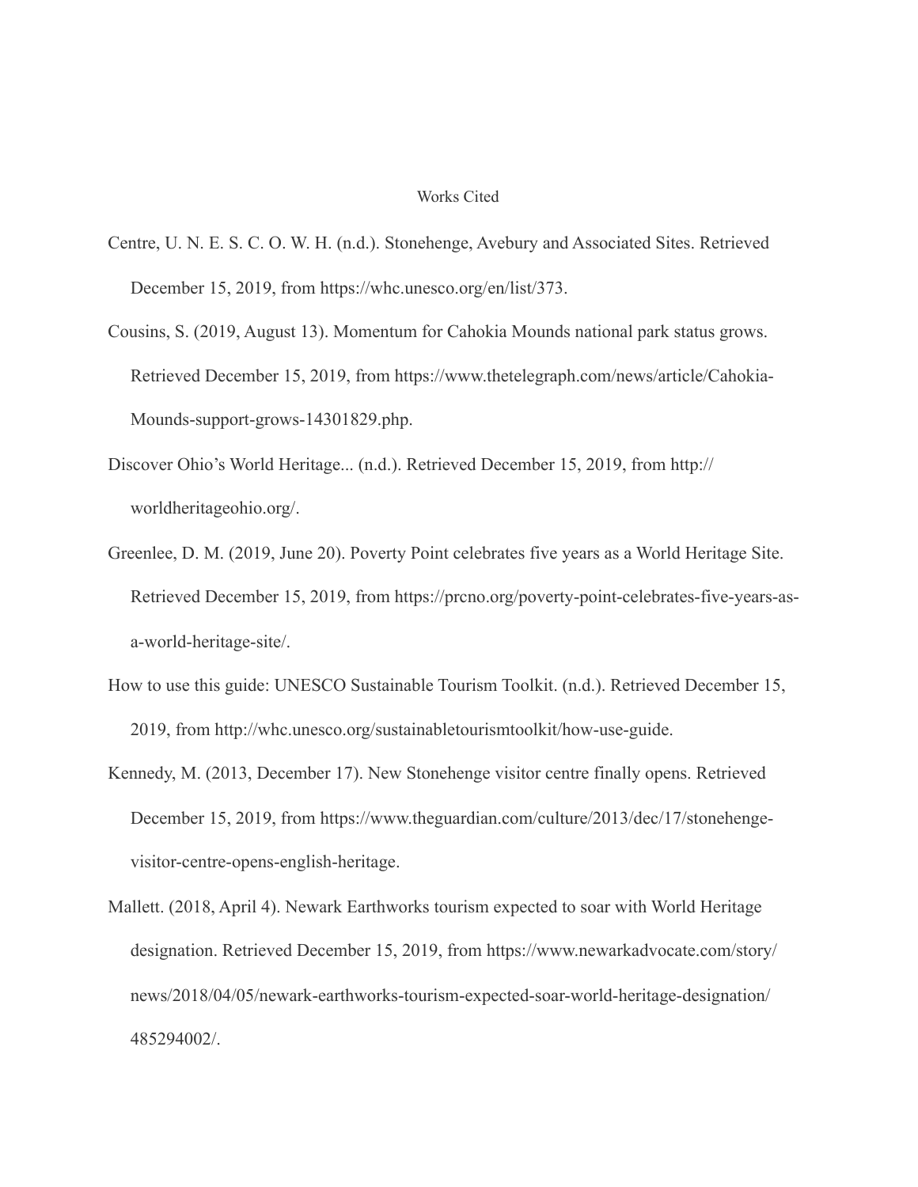# Works Cited

Centre, U. N. E. S. C. O. W. H. (n.d.). Stonehenge, Avebury and Associated Sites. Retrieved December 15, 2019, from https://whc.unesco.org/en/list/373.

Cousins, S. (2019, August 13). Momentum for Cahokia Mounds national park status grows. Retrieved December 15, 2019, from https://www.thetelegraph.com/news/article/Cahokia-Mounds-support-grows-14301829.php.

Discover Ohio's World Heritage... (n.d.). Retrieved December 15, 2019, from http://worldheritageohio.org/.

Greenlee, D. M. (2019, June 20). Poverty Point celebrates five years as a World Heritage Site. Retrieved December 15, 2019, from https://prcno.org/poverty-point-celebrates-five-years-as-a-world-heritage-site/.

How to use this guide: UNESCO Sustainable Tourism Toolkit. (n.d.). Retrieved December 15, 2019, from http://whc.unesco.org/sustainabletourismtoolkit/how-use-guide.

Kennedy, M. (2013, December 17). New Stonehenge visitor centre finally opens. Retrieved December 15, 2019, from https://www.theguardian.com/culture/2013/dec/17/stonehenge-visitor-centre-opens-english-heritage.

Mallett. (2018, April 4). Newark Earthworks tourism expected to soar with World Heritage designation. Retrieved December 15, 2019, from https://www.newarkadvocate.com/story/news/2018/04/05/newark-earthworks-tourism-expected-soar-world-heritage-designation/485294002/.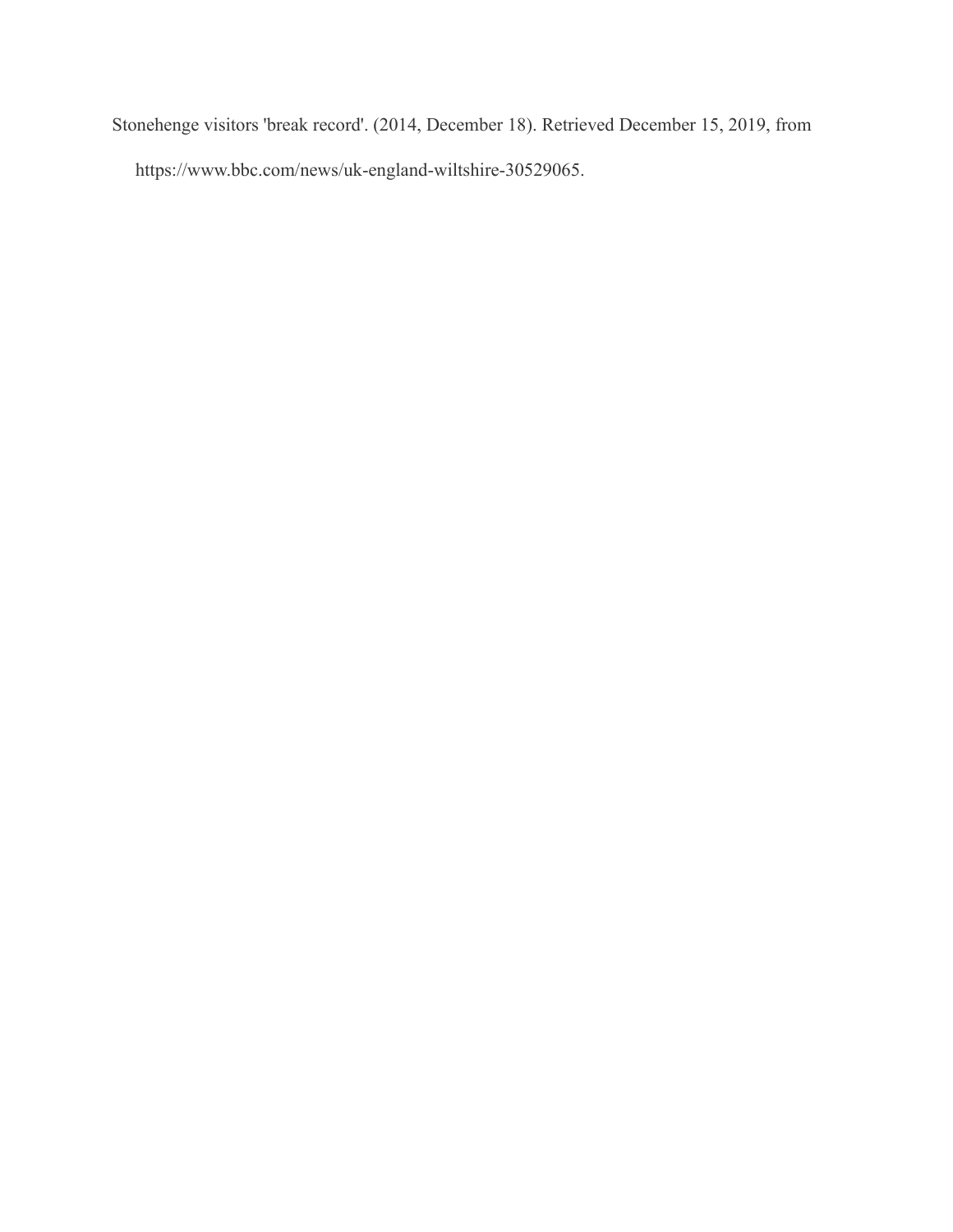Stonehenge visitors 'break record'. (2014, December 18). Retrieved December 15, 2019, from https://www.bbc.com/news/uk-england-wiltshire-30529065.